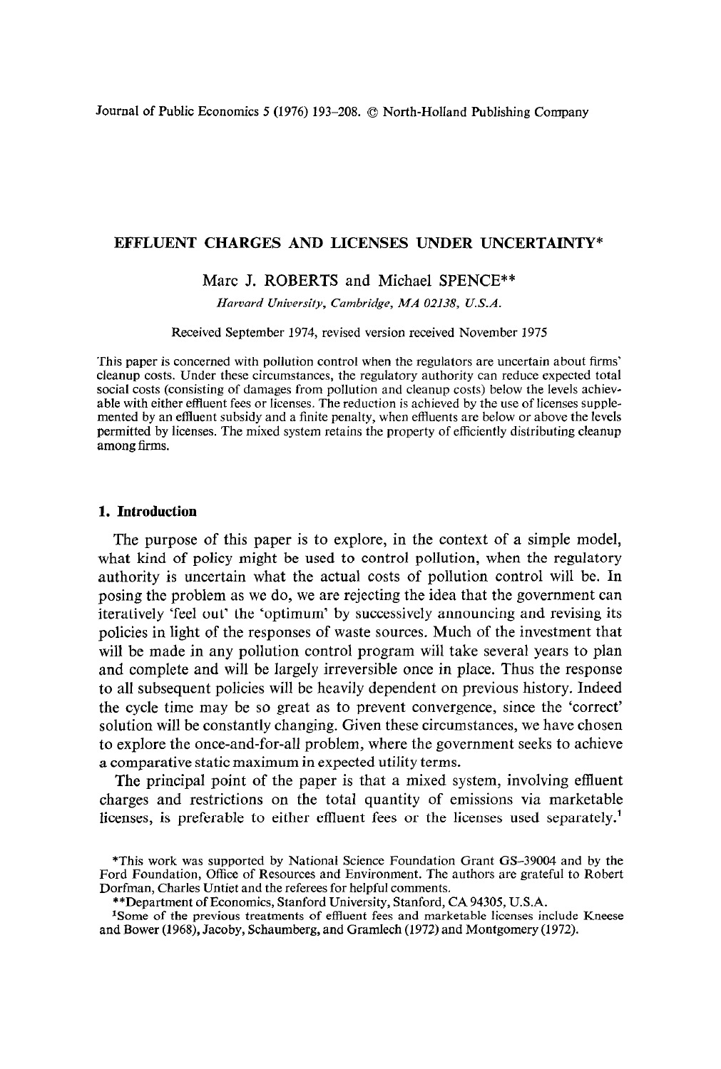# EFFLUENT CHARGES AND LICENSES UNDER UNCERTAINTY*

Marc J. ROBERTS and Michael SPENCE**

*Harvard University, Cambridge, MA 02138, U.S.A.*

Received September 1974, revised version received November 1975

This paper is concerned with pollution control when the regulators are uncertain about firms' cleanup costs. Under these circumstances, the regulatory authority can reduce expected total social costs (consisting of damages from pollution and cleanup costs) below the levels achievable with either effluent fees or licenses. The reduction is achieved by the use of licenses supplemented by an effluent subsidy and a finite penalty, when effluents are below or above the levels permitted by licenses. The mixed system retains the property of efficiently distributing cleanup among firms.

## 1. Introduction

The purpose of this paper is to explore, in the context of a simple model, what kind of policy might be used to control pollution, when the regulatory authority is uncertain what the actual costs of pollution control will be. In posing the problem as we do, we are rejecting the idea that the government can iteratively 'feel out' the 'optimum' by successively announcing and revising its policies in light of the responses of waste sources. Much of the investment that will be made in any pollution control program will take several years to plan and complete and will be largely irreversible once in place. Thus the response to all subsequent policies will be heavily dependent on previous history. Indeed the cycle time may be so great as to prevent convergence, since the 'correct' solution will be constantly changing. Given these circumstances, we have chosen to explore the once-and-for-all problem, where the government seeks to achieve a comparative static maximum in expected utility terms.

The principal point of the paper is that a mixed system, involving effluent charges and restrictions on the total quantity of emissions via marketable licenses, is preferable to either effluent fees or the licenses used separately.[1]

*This work was supported by National Science Foundation Grant GS-39004 and by the Ford Foundation, Office of Resources and Environment. The authors are grateful to Robert Dorfman, Charles Untiet and the referees for helpful comments.

**Department of Economics, Stanford University, Stanford, CA 94305, U.S.A.

[1]Some of the previous treatments of effluent fees and marketable licenses include Kneese and Bower (1968), Jacoby, Schaumberg, and Gramlech (1972) and Montgomery (1972).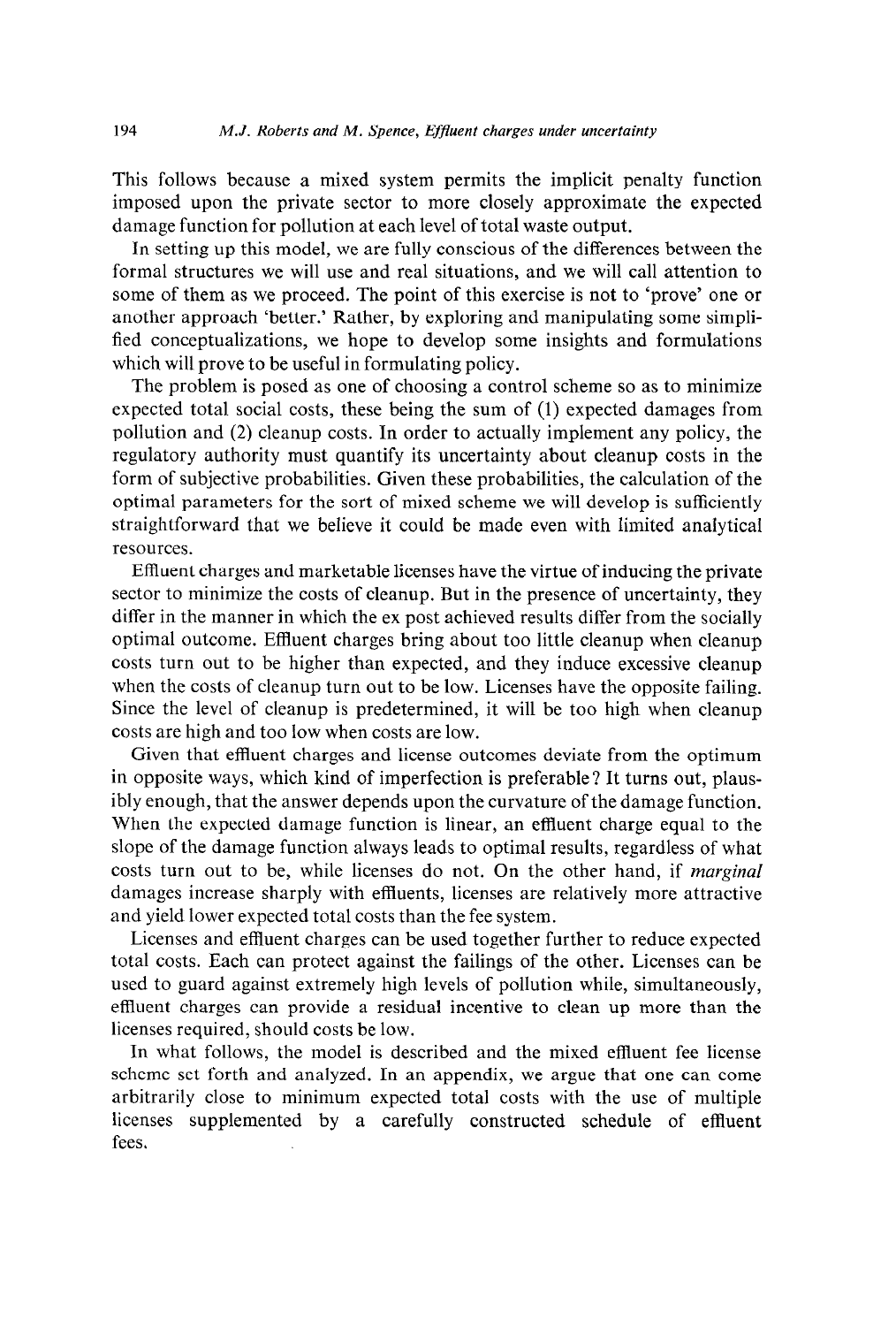This follows because a mixed system permits the implicit penalty function imposed upon the private sector to more closely approximate the expected damage function for pollution at each level of total waste output.

In setting up this model, we are fully conscious of the differences between the formal structures we will use and real situations, and we will call attention to some of them as we proceed. The point of this exercise is not to 'prove' one or another approach 'better.' Rather, by exploring and manipulating some simplified conceptualizations, we hope to develop some insights and formulations which will prove to be useful in formulating policy.

The problem is posed as one of choosing a control scheme so as to minimize expected total social costs, these being the sum of (1) expected damages from pollution and (2) cleanup costs. In order to actually implement any policy, the regulatory authority must quantify its uncertainty about cleanup costs in the form of subjective probabilities. Given these probabilities, the calculation of the optimal parameters for the sort of mixed scheme we will develop is sufficiently straightforward that we believe it could be made even with limited analytical resources.

Effluent charges and marketable licenses have the virtue of inducing the private sector to minimize the costs of cleanup. But in the presence of uncertainty, they differ in the manner in which the ex post achieved results differ from the socially optimal outcome. Effluent charges bring about too little cleanup when cleanup costs turn out to be higher than expected, and they induce excessive cleanup when the costs of cleanup turn out to be low. Licenses have the opposite failing. Since the level of cleanup is predetermined, it will be too high when cleanup costs are high and too low when costs are low.

Given that effluent charges and license outcomes deviate from the optimum in opposite ways, which kind of imperfection is preferable? It turns out, plausibly enough, that the answer depends upon the curvature of the damage function. When the expected damage function is linear, an effluent charge equal to the slope of the damage function always leads to optimal results, regardless of what costs turn out to be, while licenses do not. On the other hand, if *marginal* damages increase sharply with effluents, licenses are relatively more attractive and yield lower expected total costs than the fee system.

Licenses and effluent charges can be used together further to reduce expected total costs. Each can protect against the failings of the other. Licenses can be used to guard against extremely high levels of pollution while, simultaneously, effluent charges can provide a residual incentive to clean up more than the licenses required, should costs be low.

In what follows, the model is described and the mixed effluent fee license scheme set forth and analyzed. In an appendix, we argue that one can come arbitrarily close to minimum expected total costs with the use of multiple licenses supplemented by a carefully constructed schedule of effluent fees.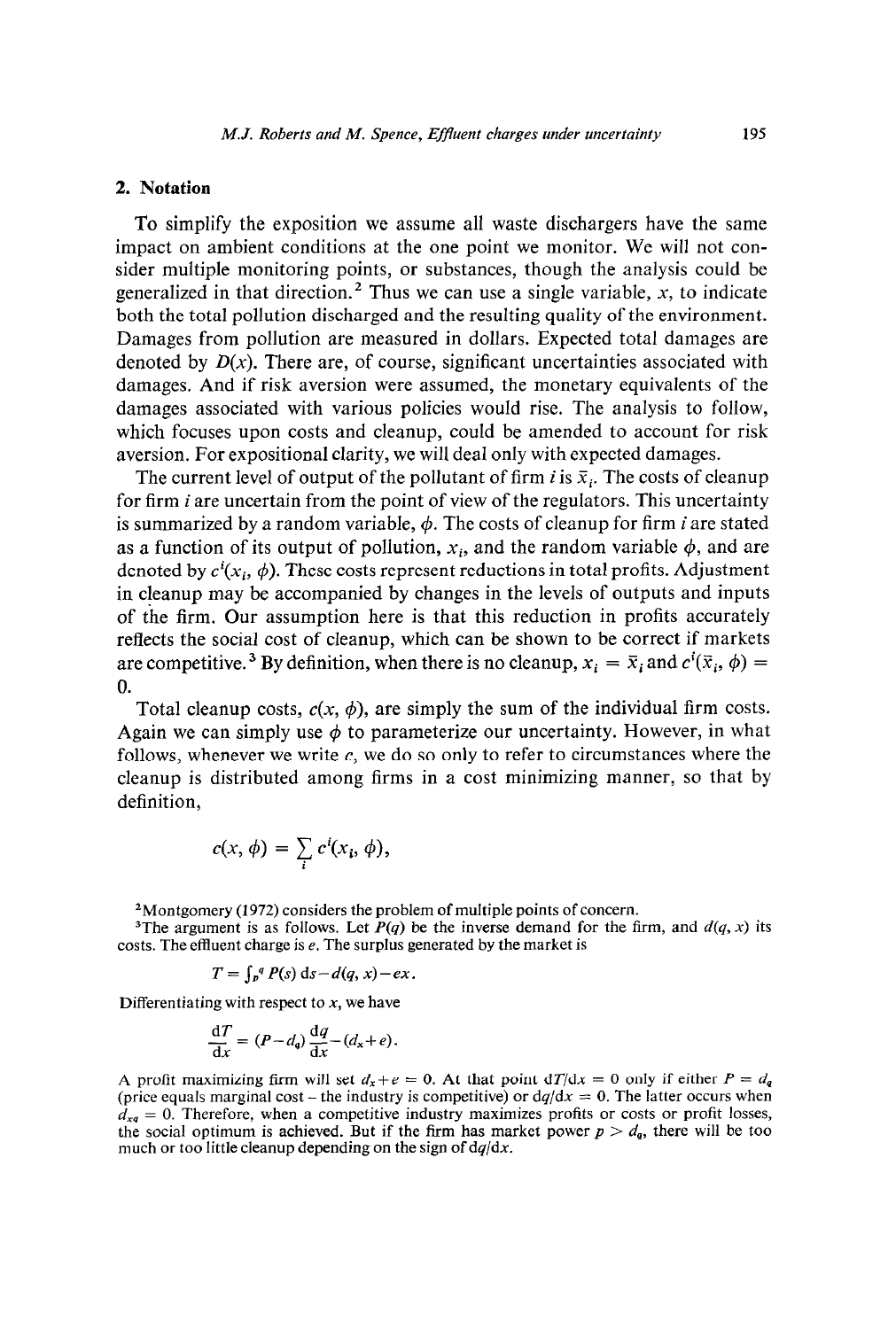## 2. Notation

To simplify the exposition we assume all waste dischargers have the same impact on ambient conditions at the one point we monitor. We will not consider multiple monitoring points, or substances, though the analysis could be generalized in that direction.[2] Thus we can use a single variable, $x$, to indicate both the total pollution discharged and the resulting quality of the environment. Damages from pollution are measured in dollars. Expected total damages are denoted by $D(x)$. There are, of course, significant uncertainties associated with damages. And if risk aversion were assumed, the monetary equivalents of the damages associated with various policies would rise. The analysis to follow, which focuses upon costs and cleanup, could be amended to account for risk aversion. For expositional clarity, we will deal only with expected damages.

The current level of output of the pollutant of firm $i$ is $\bar{x}_i$. The costs of cleanup for firm $i$ are uncertain from the point of view of the regulators. This uncertainty is summarized by a random variable, $\phi$. The costs of cleanup for firm $i$ are stated as a function of its output of pollution, $x_i$, and the random variable $\phi$, and are denoted by $c^i(x_i, \phi)$. These costs represent reductions in total profits. Adjustment in cleanup may be accompanied by changes in the levels of outputs and inputs of the firm. Our assumption here is that this reduction in profits accurately reflects the social cost of cleanup, which can be shown to be correct if markets are competitive.[3] By definition, when there is no cleanup, $x_i = \bar{x}_i$ and $c^i(\bar{x}_i, \phi) = 0$.

Total cleanup costs, $c(x, \phi)$, are simply the sum of the individual firm costs. Again we can simply use $\phi$ to parameterize our uncertainty. However, in what follows, whenever we write $c$, we do so only to refer to circumstances where the cleanup is distributed among firms in a cost minimizing manner, so that by definition,

$$c(x, \phi) = \sum_i c^i(x_i, \phi),$$

[2] Montgomery (1972) considers the problem of multiple points of concern.

[3] The argument is as follows. Let $P(q)$ be the inverse demand for the firm, and $d(q, x)$ its costs. The effluent charge is $e$. The surplus generated by the market is

$$T = \int_p^q P(s)\,\mathrm{d}s - d(q, x) - ex.$$

Differentiating with respect to $x$, we have

$$\frac{\mathrm{d}T}{\mathrm{d}x} = (P - d_q)\frac{\mathrm{d}q}{\mathrm{d}x} - (d_x + e).$$

A profit maximizing firm will set $d_x + e = 0$. At that point $\mathrm{d}T/\mathrm{d}x = 0$ only if either $P = d_q$ (price equals marginal cost – the industry is competitive) or $\mathrm{d}q/\mathrm{d}x = 0$. The latter occurs when $d_{xq} = 0$. Therefore, when a competitive industry maximizes profits or costs or profit losses, the social optimum is achieved. But if the firm has market power $p > d_q$, there will be too much or too little cleanup depending on the sign of $\mathrm{d}q/\mathrm{d}x$.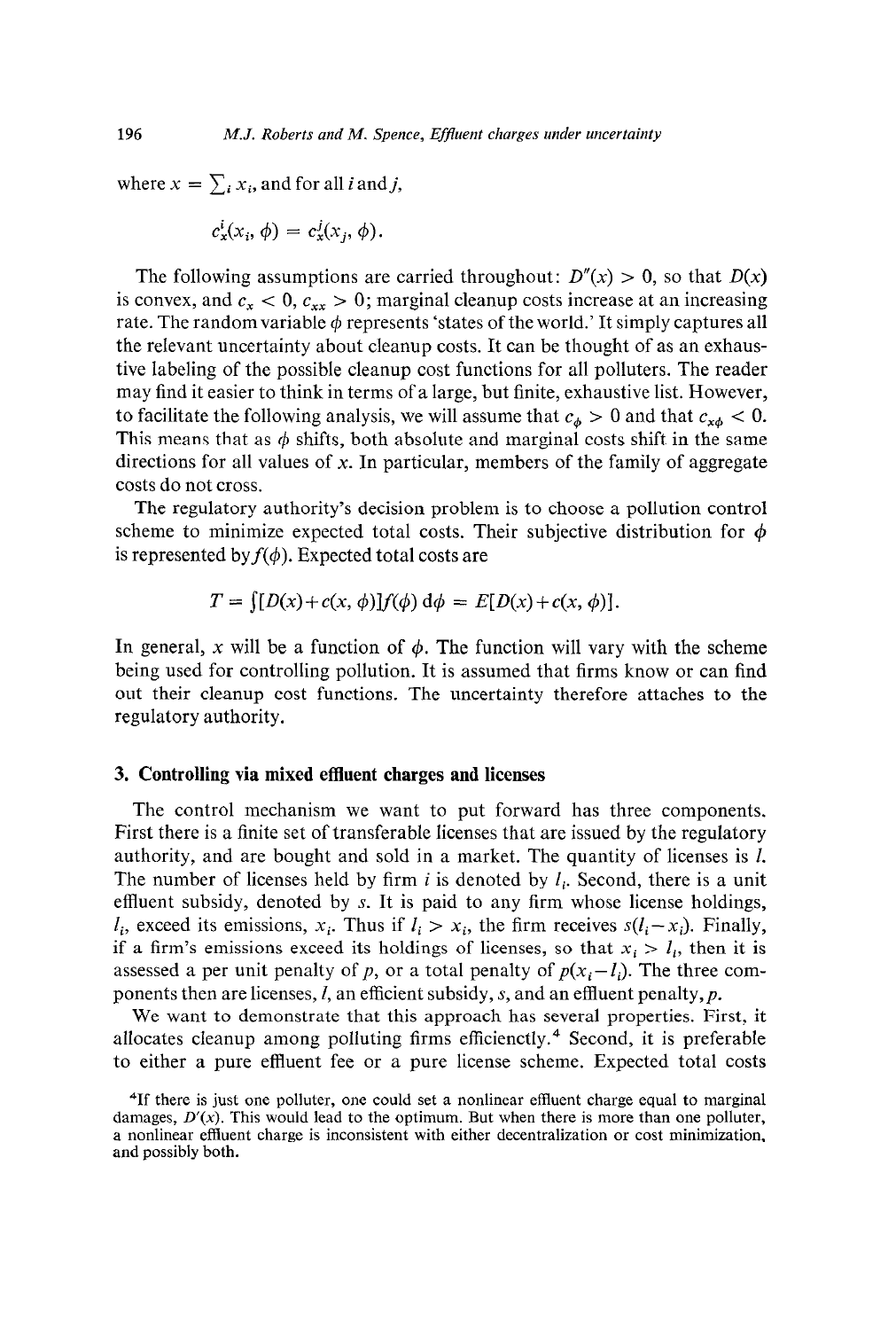where $x = \sum_i x_i$, and for all $i$ and $j$,

$$c_x^i(x_i, \phi) = c_x^j(x_j, \phi).$$

The following assumptions are carried throughout: $D''(x) > 0$, so that $D(x)$ is convex, and $c_x < 0$, $c_{xx} > 0$; marginal cleanup costs increase at an increasing rate. The random variable $\phi$ represents 'states of the world.' It simply captures all the relevant uncertainty about cleanup costs. It can be thought of as an exhaustive labeling of the possible cleanup cost functions for all polluters. The reader may find it easier to think in terms of a large, but finite, exhaustive list. However, to facilitate the following analysis, we will assume that $c_\phi > 0$ and that $c_{x\phi} < 0$. This means that as $\phi$ shifts, both absolute and marginal costs shift in the same directions for all values of $x$. In particular, members of the family of aggregate costs do not cross.

The regulatory authority's decision problem is to choose a pollution control scheme to minimize expected total costs. Their subjective distribution for $\phi$ is represented by $f(\phi)$. Expected total costs are

$$T = \int [D(x) + c(x, \phi)] f(\phi) \, \mathrm{d}\phi = E[D(x) + c(x, \phi)].$$

In general, $x$ will be a function of $\phi$. The function will vary with the scheme being used for controlling pollution. It is assumed that firms know or can find out their cleanup cost functions. The uncertainty therefore attaches to the regulatory authority.

## 3. Controlling via mixed effluent charges and licenses

The control mechanism we want to put forward has three components. First there is a finite set of transferable licenses that are issued by the regulatory authority, and are bought and sold in a market. The quantity of licenses is $l$. The number of licenses held by firm $i$ is denoted by $l_i$. Second, there is a unit effluent subsidy, denoted by $s$. It is paid to any firm whose license holdings, $l_i$, exceed its emissions, $x_i$. Thus if $l_i > x_i$, the firm receives $s(l_i - x_i)$. Finally, if a firm's emissions exceed its holdings of licenses, so that $x_i > l_i$, then it is assessed a per unit penalty of $p$, or a total penalty of $p(x_i - l_i)$. The three components then are licenses, $l$, an efficient subsidy, $s$, and an effluent penalty, $p$.

We want to demonstrate that this approach has several properties. First, it allocates cleanup among polluting firms efficienctly.[4] Second, it is preferable to either a pure effluent fee or a pure license scheme. Expected total costs

[4] If there is just one polluter, one could set a nonlinear effluent charge equal to marginal damages, $D'(x)$. This would lead to the optimum. But when there is more than one polluter, a nonlinear effluent charge is inconsistent with either decentralization or cost minimization, and possibly both.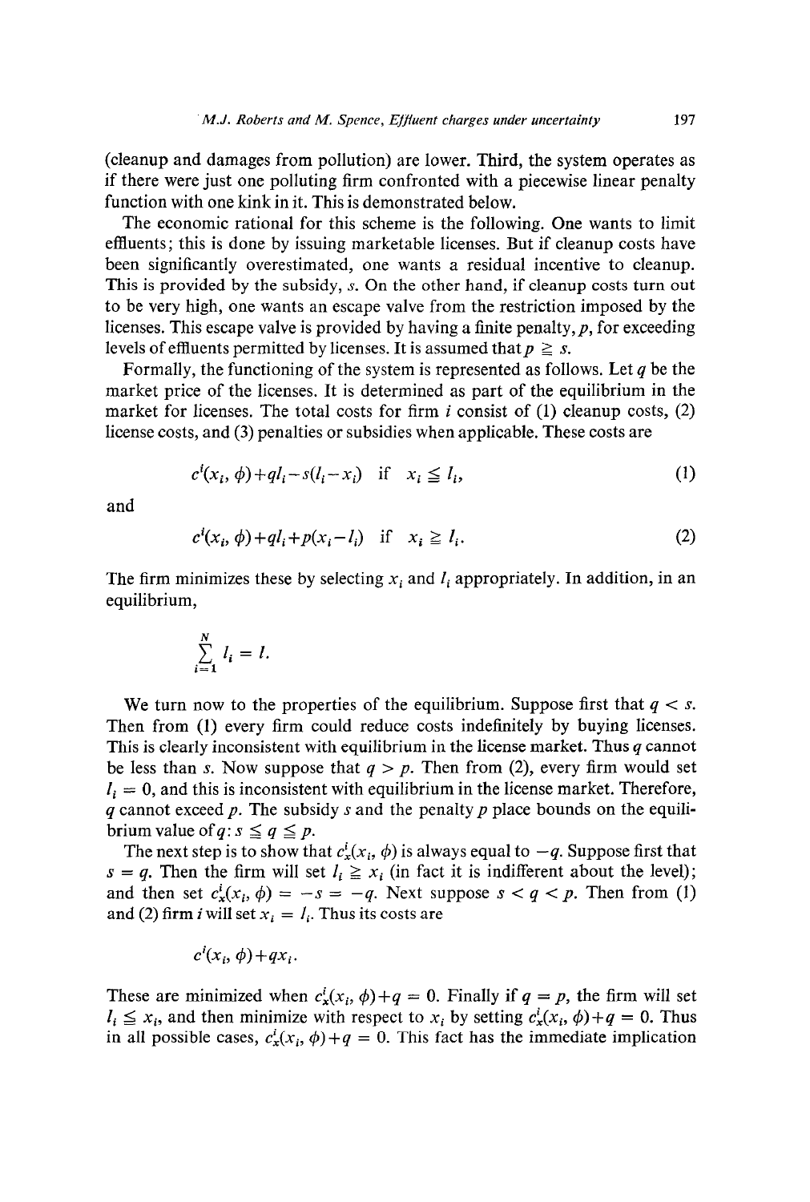(cleanup and damages from pollution) are lower. Third, the system operates as if there were just one polluting firm confronted with a piecewise linear penalty function with one kink in it. This is demonstrated below.

The economic rational for this scheme is the following. One wants to limit effluents; this is done by issuing marketable licenses. But if cleanup costs have been significantly overestimated, one wants a residual incentive to cleanup. This is provided by the subsidy, $s$. On the other hand, if cleanup costs turn out to be very high, one wants an escape valve from the restriction imposed by the licenses. This escape valve is provided by having a finite penalty, $p$, for exceeding levels of effluents permitted by licenses. It is assumed that $p \geqq s$.

Formally, the functioning of the system is represented as follows. Let $q$ be the market price of the licenses. It is determined as part of the equilibrium in the market for licenses. The total costs for firm $i$ consist of (1) cleanup costs, (2) license costs, and (3) penalties or subsidies when applicable. These costs are

$$c^i(x_i, \phi) + ql_i - s(l_i - x_i) \quad \text{if} \quad x_i \leqq l_i, \tag{1}$$

and

$$c^i(x_i, \phi) + ql_i + p(x_i - l_i) \quad \text{if} \quad x_i \geqq l_i. \tag{2}$$

The firm minimizes these by selecting $x_i$ and $l_i$ appropriately. In addition, in an equilibrium,

$$\sum_{i=1}^{N} l_i = l.$$

We turn now to the properties of the equilibrium. Suppose first that $q < s$. Then from (1) every firm could reduce costs indefinitely by buying licenses. This is clearly inconsistent with equilibrium in the license market. Thus $q$ cannot be less than $s$. Now suppose that $q > p$. Then from (2), every firm would set $l_i = 0$, and this is inconsistent with equilibrium in the license market. Therefore, $q$ cannot exceed $p$. The subsidy $s$ and the penalty $p$ place bounds on the equilibrium value of $q$: $s \leqq q \leqq p$.

The next step is to show that $c_x^i(x_i, \phi)$ is always equal to $-q$. Suppose first that $s = q$. Then the firm will set $l_i \geqq x_i$ (in fact it is indifferent about the level); and then set $c_x^i(x_i, \phi) = -s = -q$. Next suppose $s < q < p$. Then from (1) and (2) firm $i$ will set $x_i = l_i$. Thus its costs are

$$c^i(x_i, \phi) + qx_i.$$

These are minimized when $c_x^i(x_i, \phi) + q = 0$. Finally if $q = p$, the firm will set $l_i \leqq x_i$, and then minimize with respect to $x_i$ by setting $c_x^i(x_i, \phi) + q = 0$. Thus in all possible cases, $c_x^i(x_i, \phi) + q = 0$. This fact has the immediate implication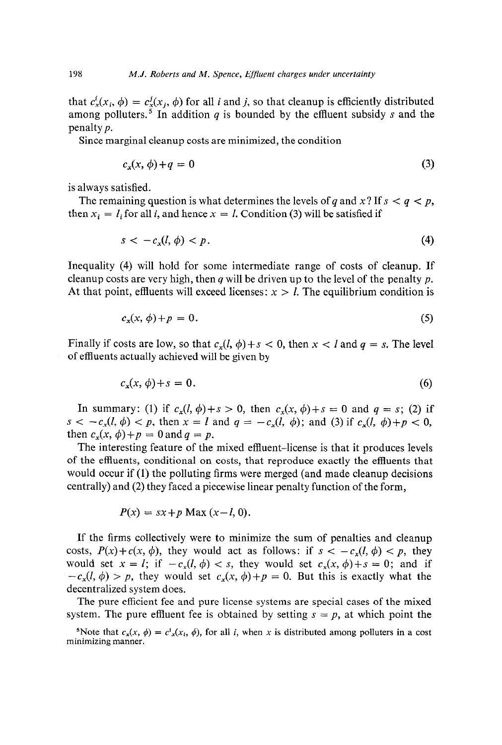that $c^i_x(x_i, \phi) = c^j_x(x_j, \phi)$ for all $i$ and $j$, so that cleanup is efficiently distributed among polluters.[5] In addition $q$ is bounded by the effluent subsidy $s$ and the penalty $p$.

Since marginal cleanup costs are minimized, the condition

$$c_x(x, \phi)+q = 0 \tag{3}$$

is always satisfied.

The remaining question is what determines the levels of $q$ and $x$? If $s < q < p$, then $x_i = l_i$ for all $i$, and hence $x = l$. Condition (3) will be satisfied if

$$s < -c_x(l, \phi) < p. \tag{4}$$

Inequality (4) will hold for some intermediate range of costs of cleanup. If cleanup costs are very high, then $q$ will be driven up to the level of the penalty $p$. At that point, effluents will exceed licenses: $x > l$. The equilibrium condition is

$$c_x(x, \phi)+p = 0. \tag{5}$$

Finally if costs are low, so that $c_x(l, \phi)+s < 0$, then $x < l$ and $q = s$. The level of effluents actually achieved will be given by

$$c_x(x, \phi)+s = 0. \tag{6}$$

In summary: (1) if $c_x(l, \phi)+s > 0$, then $c_x(x, \phi)+s = 0$ and $q = s$; (2) if $s < -c_x(l, \phi) < p$, then $x = l$ and $q = -c_x(l, \phi)$; and (3) if $c_x(l, \phi)+p < 0$, then $c_x(x, \phi)+p = 0$ and $q = p$.

The interesting feature of the mixed effluent-license is that it produces levels of the effluents, conditional on costs, that reproduce exactly the effluents that would occur if (1) the polluting firms were merged (and made cleanup decisions centrally) and (2) they faced a piecewise linear penalty function of the form,

$$P(x) = sx+p \operatorname{Max}(x-l, 0).$$

If the firms collectively were to minimize the sum of penalties and cleanup costs, $P(x)+c(x, \phi)$, they would act as follows: if $s < -c_x(l, \phi) < p$, they would set $x = l$; if $-c_x(l, \phi) < s$, they would set $c_x(x, \phi)+s = 0$; and if $-c_x(l, \phi) > p$, they would set $c_x(x, \phi)+p = 0$. But this is exactly what the decentralized system does.

The pure efficient fee and pure license systems are special cases of the mixed system. The pure effluent fee is obtained by setting $s = p$, at which point the

[5] Note that $c_x(x, \phi) = c^i_x(x_i, \phi)$, for all $i$, when $x$ is distributed among polluters in a cost minimizing manner.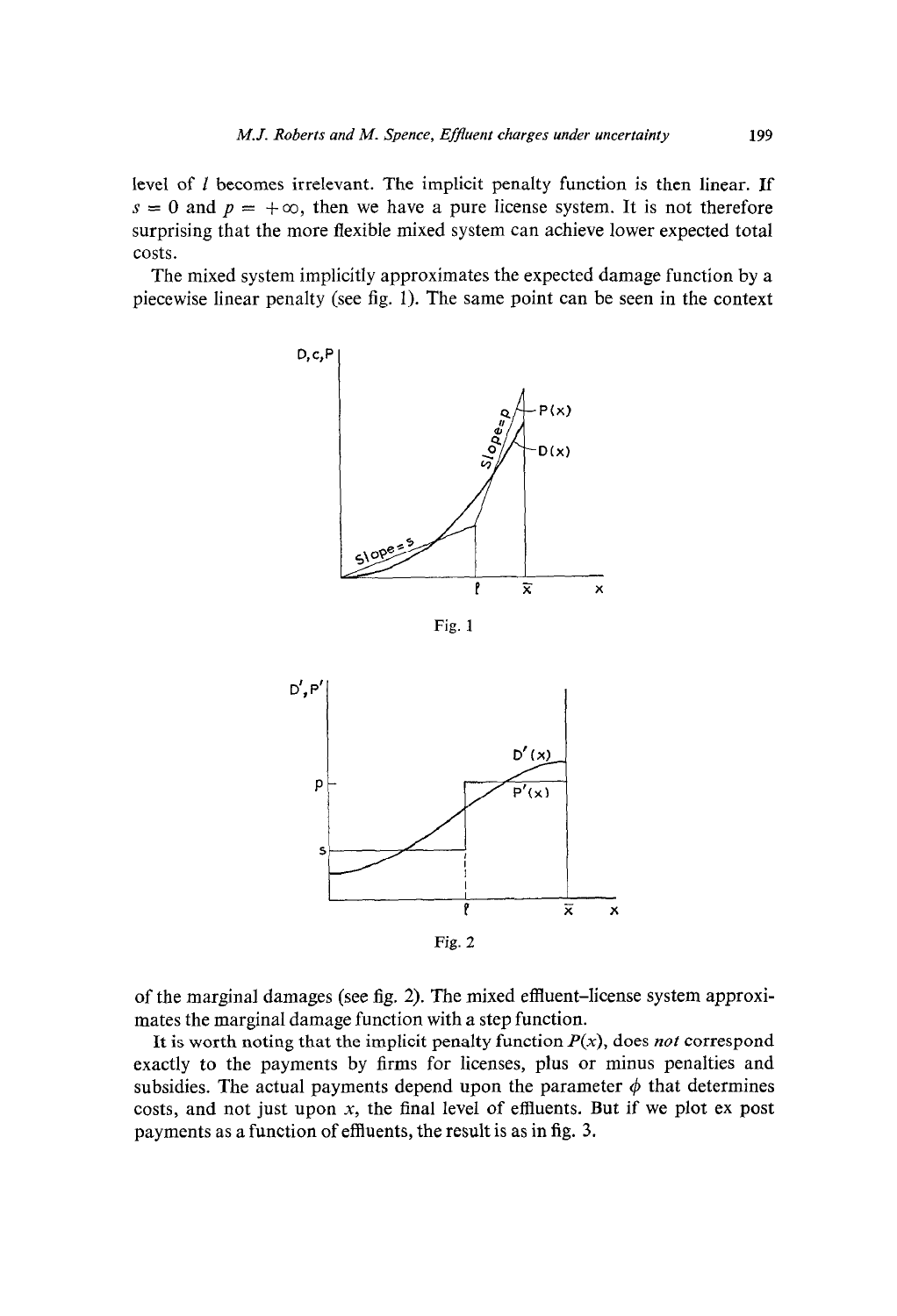level of $l$ becomes irrelevant. The implicit penalty function is then linear. If $s = 0$ and $p = +\infty$, then we have a pure license system. It is not therefore surprising that the more flexible mixed system can achieve lower expected total costs.

The mixed system implicitly approximates the expected damage function by a piecewise linear penalty (see fig. 1). The same point can be seen in the context

Fig. 1

Fig. 2

of the marginal damages (see fig. 2). The mixed effluent–license system approximates the marginal damage function with a step function.

It is worth noting that the implicit penalty function $P(x)$, does *not* correspond exactly to the payments by firms for licenses, plus or minus penalties and subsidies. The actual payments depend upon the parameter $\phi$ that determines costs, and not just upon $x$, the final level of effluents. But if we plot ex post payments as a function of effluents, the result is as in fig. 3.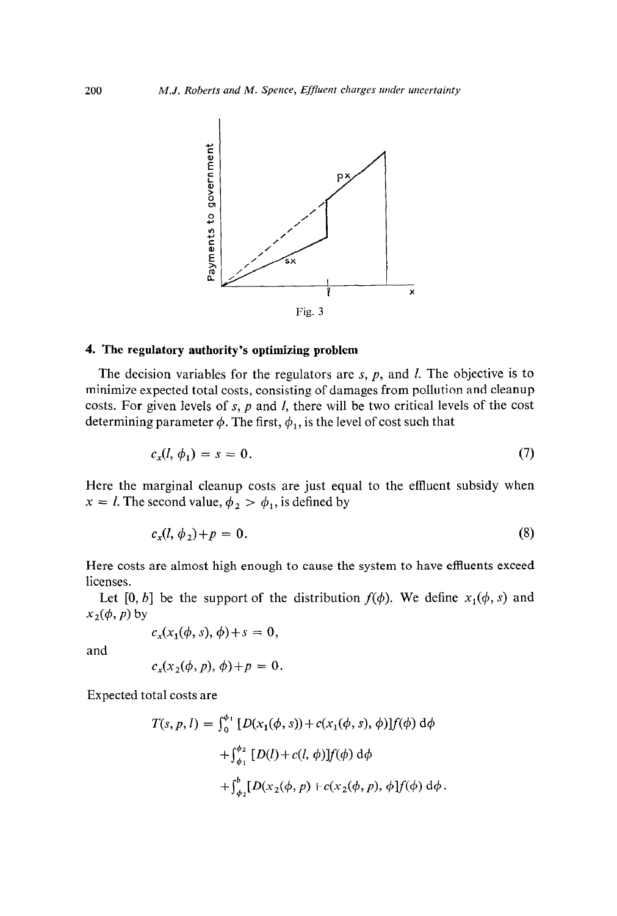Fig. 3

## 4. The regulatory authority's optimizing problem

The decision variables for the regulators are $s$, $p$, and $l$. The objective is to minimize expected total costs, consisting of damages from pollution and cleanup costs. For given levels of $s$, $p$ and $l$, there will be two critical levels of the cost determining parameter $\phi$. The first, $\phi_1$, is the level of cost such that

$$c_x(l, \phi_1) = s = 0. \tag{7}$$

Here the marginal cleanup costs are just equal to the effluent subsidy when $x = l$. The second value, $\phi_2 > \phi_1$, is defined by

$$c_x(l, \phi_2) + p = 0. \tag{8}$$

Here costs are almost high enough to cause the system to have effluents exceed licenses.

Let $[0, b]$ be the support of the distribution $f(\phi)$. We define $x_1(\phi, s)$ and $x_2(\phi, p)$ by

$$c_x(x_1(\phi, s), \phi) + s = 0,$$

and

$$c_x(x_2(\phi, p), \phi) + p = 0.$$

Expected total costs are

$$\begin{aligned} T(s, p, l) = & \int_0^{\phi_1} [D(x_1(\phi, s)) + c(x_1(\phi, s), \phi)] f(\phi) \, \mathrm{d}\phi \\ & + \int_{\phi_1}^{\phi_2} [D(l) + c(l, \phi)] f(\phi) \, \mathrm{d}\phi \\ & + \int_{\phi_2}^{b} [D(x_2(\phi, p)) + c(x_2(\phi, p), \phi] f(\phi) \, \mathrm{d}\phi. \end{aligned}$$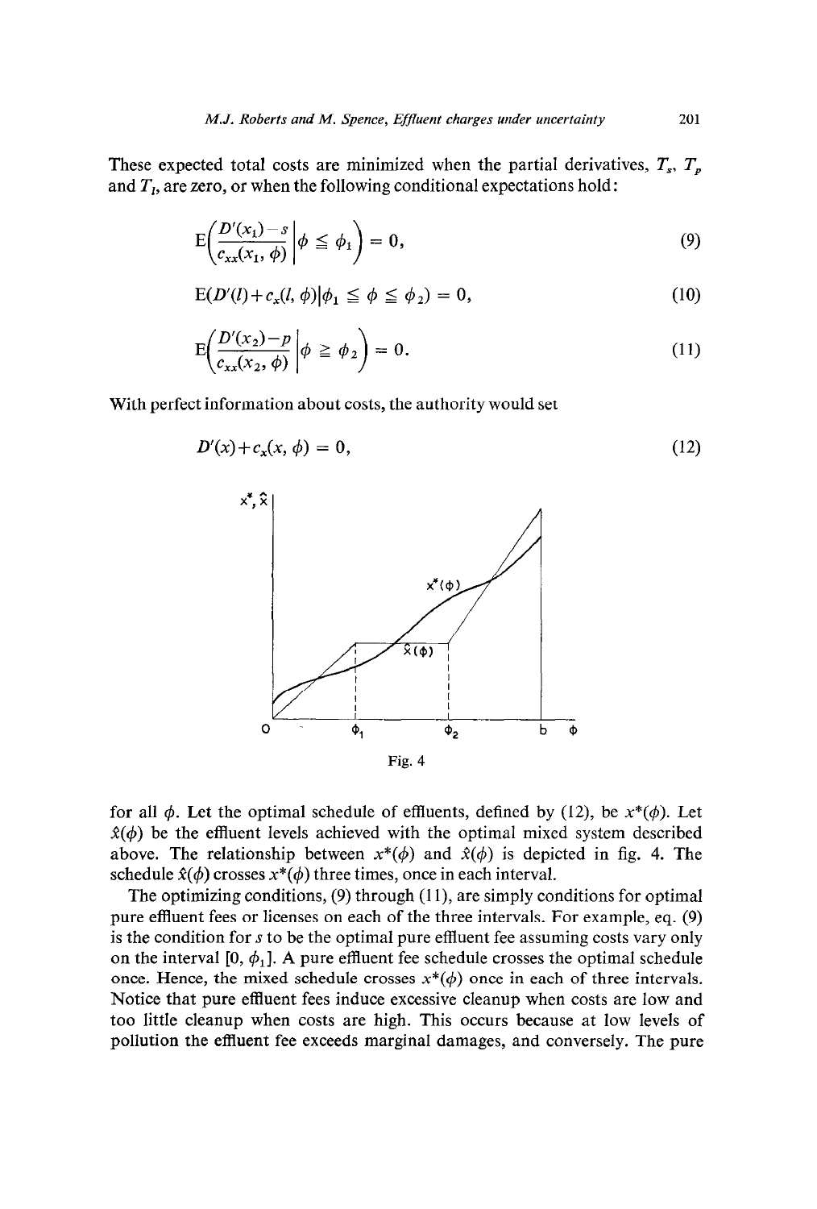These expected total costs are minimized when the partial derivatives, $T_s$, $T_p$ and $T_l$, are zero, or when the following conditional expectations hold:

$$\mathrm{E}\left(\frac{D'(x_1)-s}{c_{xx}(x_1,\phi)}\,\middle|\,\phi \leqq \phi_1\right) = 0, \tag{9}$$

$$\mathrm{E}(D'(l)+c_x(l,\phi)|\phi_1 \leqq \phi \leqq \phi_2) = 0, \tag{10}$$

$$\mathrm{E}\left(\frac{D'(x_2)-p}{c_{xx}(x_2,\phi)}\,\middle|\,\phi \geqq \phi_2\right) = 0. \tag{11}$$

With perfect information about costs, the authority would set

$$D'(x)+c_x(x,\phi) = 0, \tag{12}$$

Fig. 4

for all $\phi$. Let the optimal schedule of effluents, defined by (12), be $x^*(\phi)$. Let $\hat{x}(\phi)$ be the effluent levels achieved with the optimal mixed system described above. The relationship between $x^*(\phi)$ and $\hat{x}(\phi)$ is depicted in fig. 4. The schedule $\hat{x}(\phi)$ crosses $x^*(\phi)$ three times, once in each interval.

The optimizing conditions, (9) through (11), are simply conditions for optimal pure effluent fees or licenses on each of the three intervals. For example, eq. (9) is the condition for $s$ to be the optimal pure effluent fee assuming costs vary only on the interval $[0, \phi_1]$. A pure effluent fee schedule crosses the optimal schedule once. Hence, the mixed schedule crosses $x^*(\phi)$ once in each of three intervals. Notice that pure effluent fees induce excessive cleanup when costs are low and too little cleanup when costs are high. This occurs because at low levels of pollution the effluent fee exceeds marginal damages, and conversely. The pure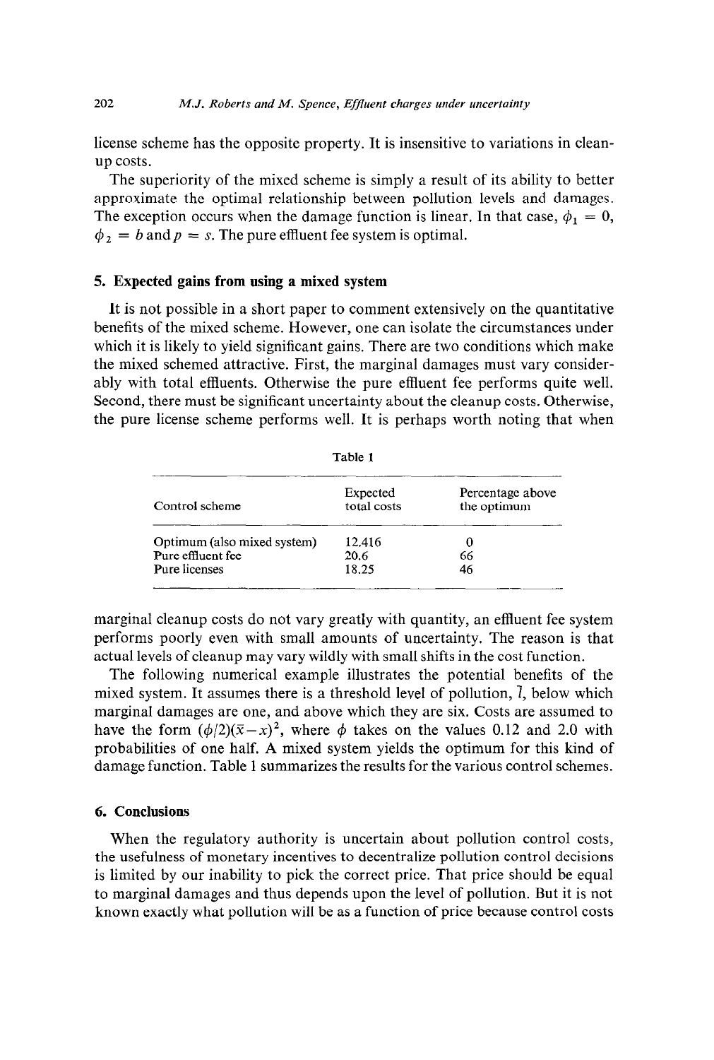license scheme has the opposite property. It is insensitive to variations in cleanup costs.

The superiority of the mixed scheme is simply a result of its ability to better approximate the optimal relationship between pollution levels and damages. The exception occurs when the damage function is linear. In that case, $\phi_1 = 0$, $\phi_2 = b$ and $p = s$. The pure effluent fee system is optimal.

## 5. Expected gains from using a mixed system

It is not possible in a short paper to comment extensively on the quantitative benefits of the mixed scheme. However, one can isolate the circumstances under which it is likely to yield significant gains. There are two conditions which make the mixed schemed attractive. First, the marginal damages must vary considerably with total effluents. Otherwise the pure effluent fee performs quite well. Second, there must be significant uncertainty about the cleanup costs. Otherwise, the pure license scheme performs well. It is perhaps worth noting that when marginal cleanup costs do not vary greatly with quantity, an effluent fee system performs poorly even with small amounts of uncertainty. The reason is that actual levels of cleanup may vary wildly with small shifts in the cost function.

Table 1

| Control scheme | Expected total costs | Percentage above the optimum |
|---|---|---|
| Optimum (also mixed system) | 12.416 | 0 |
| Pure effluent fee | 20.6 | 66 |
| Pure licenses | 18.25 | 46 |

The following numerical example illustrates the potential benefits of the mixed system. It assumes there is a threshold level of pollution, $\bar{l}$, below which marginal damages are one, and above which they are six. Costs are assumed to have the form $(\phi/2)(\bar{x}-x)^2$, where $\phi$ takes on the values 0.12 and 2.0 with probabilities of one half. A mixed system yields the optimum for this kind of damage function. Table 1 summarizes the results for the various control schemes.

## 6. Conclusions

When the regulatory authority is uncertain about pollution control costs, the usefulness of monetary incentives to decentralize pollution control decisions is limited by our inability to pick the correct price. That price should be equal to marginal damages and thus depends upon the level of pollution. But it is not known exactly what pollution will be as a function of price because control costs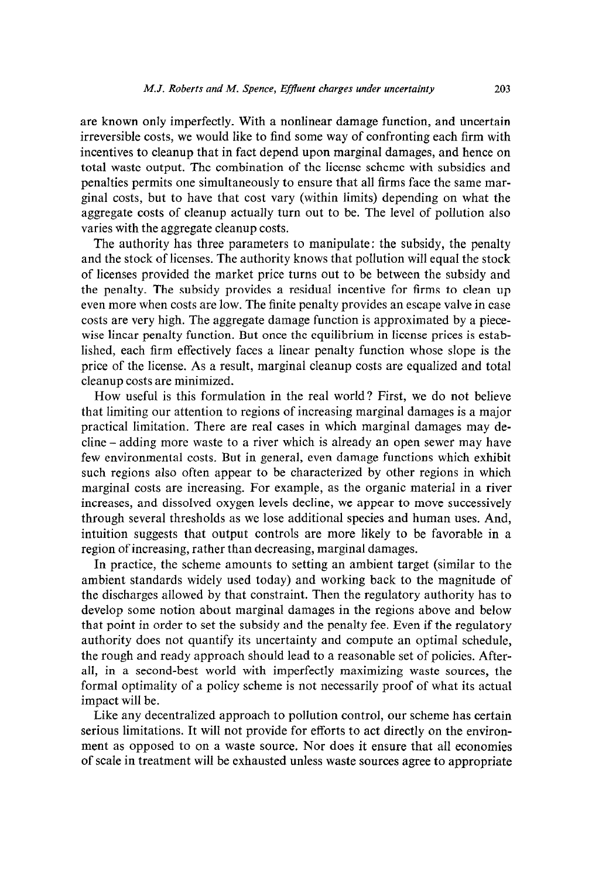are known only imperfectly. With a nonlinear damage function, and uncertain irreversible costs, we would like to find some way of confronting each firm with incentives to cleanup that in fact depend upon marginal damages, and hence on total waste output. The combination of the license scheme with subsidies and penalties permits one simultaneously to ensure that all firms face the same marginal costs, but to have that cost vary (within limits) depending on what the aggregate costs of cleanup actually turn out to be. The level of pollution also varies with the aggregate cleanup costs.

The authority has three parameters to manipulate: the subsidy, the penalty and the stock of licenses. The authority knows that pollution will equal the stock of licenses provided the market price turns out to be between the subsidy and the penalty. The subsidy provides a residual incentive for firms to clean up even more when costs are low. The finite penalty provides an escape valve in case costs are very high. The aggregate damage function is approximated by a piecewise linear penalty function. But once the equilibrium in license prices is established, each firm effectively faces a linear penalty function whose slope is the price of the license. As a result, marginal cleanup costs are equalized and total cleanup costs are minimized.

How useful is this formulation in the real world? First, we do not believe that limiting our attention to regions of increasing marginal damages is a major practical limitation. There are real cases in which marginal damages may decline – adding more waste to a river which is already an open sewer may have few environmental costs. But in general, even damage functions which exhibit such regions also often appear to be characterized by other regions in which marginal costs are increasing. For example, as the organic material in a river increases, and dissolved oxygen levels decline, we appear to move successively through several thresholds as we lose additional species and human uses. And, intuition suggests that output controls are more likely to be favorable in a region of increasing, rather than decreasing, marginal damages.

In practice, the scheme amounts to setting an ambient target (similar to the ambient standards widely used today) and working back to the magnitude of the discharges allowed by that constraint. Then the regulatory authority has to develop some notion about marginal damages in the regions above and below that point in order to set the subsidy and the penalty fee. Even if the regulatory authority does not quantify its uncertainty and compute an optimal schedule, the rough and ready approach should lead to a reasonable set of policies. After-all, in a second-best world with imperfectly maximizing waste sources, the formal optimality of a policy scheme is not necessarily proof of what its actual impact will be.

Like any decentralized approach to pollution control, our scheme has certain serious limitations. It will not provide for efforts to act directly on the environment as opposed to on a waste source. Nor does it ensure that all economies of scale in treatment will be exhausted unless waste sources agree to appropriate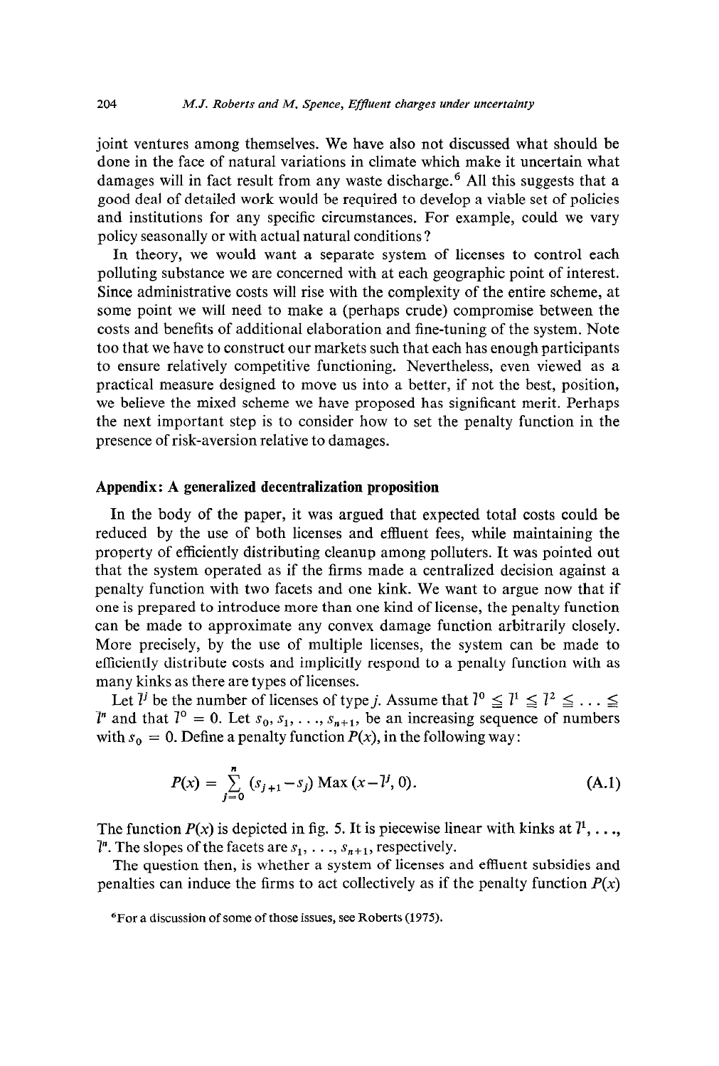joint ventures among themselves. We have also not discussed what should be done in the face of natural variations in climate which make it uncertain what damages will in fact result from any waste discharge.[6] All this suggests that a good deal of detailed work would be required to develop a viable set of policies and institutions for any specific circumstances. For example, could we vary policy seasonally or with actual natural conditions?

In theory, we would want a separate system of licenses to control each polluting substance we are concerned with at each geographic point of interest. Since administrative costs will rise with the complexity of the entire scheme, at some point we will need to make a (perhaps crude) compromise between the costs and benefits of additional elaboration and fine-tuning of the system. Note too that we have to construct our markets such that each has enough participants to ensure relatively competitive functioning. Nevertheless, even viewed as a practical measure designed to move us into a better, if not the best, position, we believe the mixed scheme we have proposed has significant merit. Perhaps the next important step is to consider how to set the penalty function in the presence of risk-aversion relative to damages.

## Appendix: A generalized decentralization proposition

In the body of the paper, it was argued that expected total costs could be reduced by the use of both licenses and effluent fees, while maintaining the property of efficiently distributing cleanup among polluters. It was pointed out that the system operated as if the firms made a centralized decision against a penalty function with two facets and one kink. We want to argue now that if one is prepared to introduce more than one kind of license, the penalty function can be made to approximate any convex damage function arbitrarily closely. More precisely, by the use of multiple licenses, the system can be made to efficiently distribute costs and implicitly respond to a penalty function with as many kinks as there are types of licenses.

Let $\bar{l}^j$ be the number of licenses of type $j$. Assume that $\bar{l}^0 \leqq \bar{l}^1 \leqq \bar{l}^2 \leqq \ldots \leqq \bar{l}^n$ and that $\bar{l}^0 = 0$. Let $s_0, s_1, \ldots, s_{n+1}$, be an increasing sequence of numbers with $s_0 = 0$. Define a penalty function $P(x)$, in the following way:

$$P(x) = \sum_{j=0}^{n} (s_{j+1} - s_j) \operatorname{Max}(x - \bar{l}^j, 0). \tag{A.1}$$

The function $P(x)$ is depicted in fig. 5. It is piecewise linear with kinks at $\bar{l}^1, \ldots, \bar{l}^n$. The slopes of the facets are $s_1, \ldots, s_{n+1}$, respectively.

The question then, is whether a system of licenses and effluent subsidies and penalties can induce the firms to act collectively as if the penalty function $P(x)$

[6] For a discussion of some of those issues, see Roberts (1975).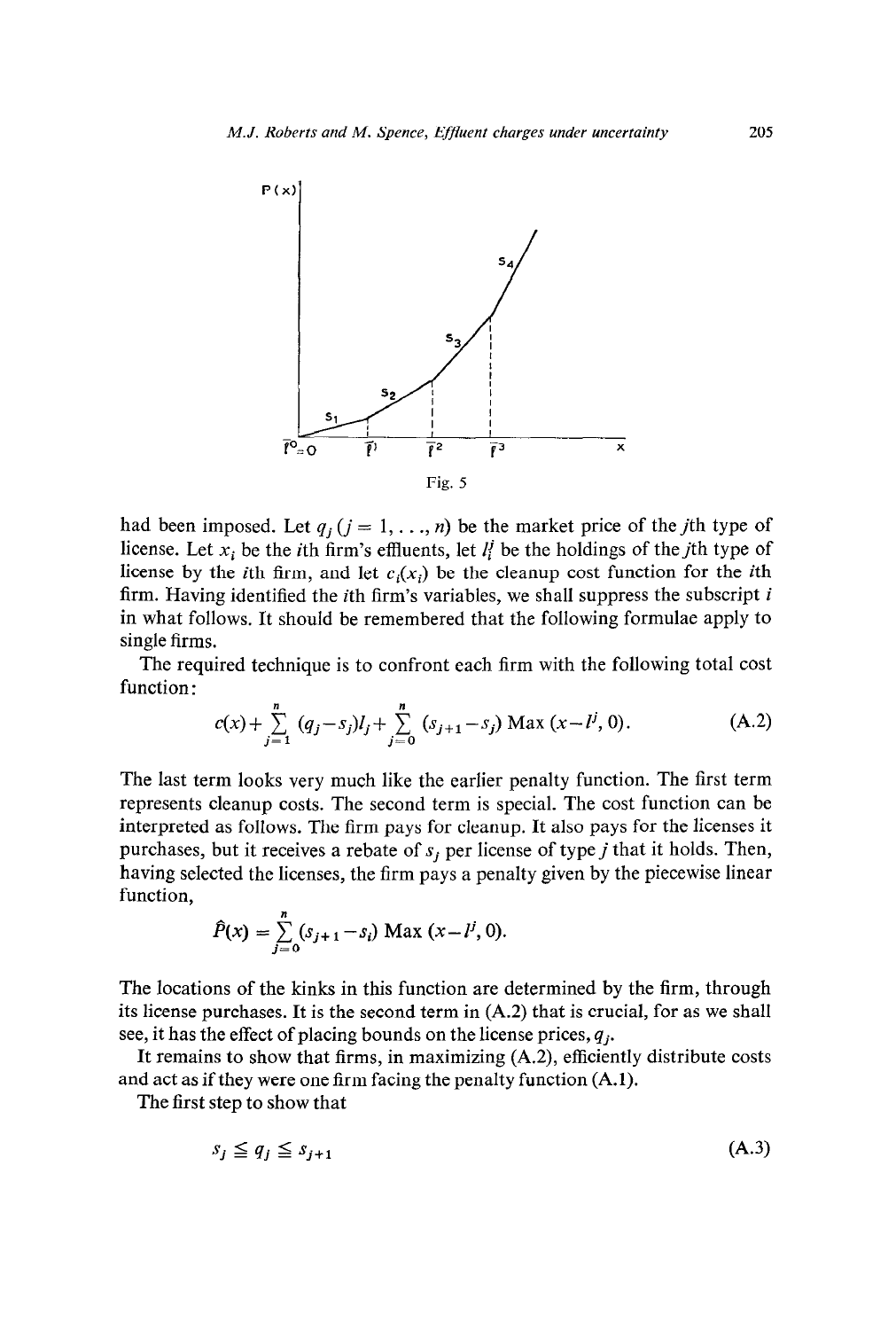Fig. 5

had been imposed. Let $q_j$ $(j = 1, \ldots, n)$ be the market price of the $j$th type of license. Let $x_i$ be the $i$th firm's effluents, let $l_i^j$ be the holdings of the $j$th type of license by the $i$th firm, and let $c_i(x_i)$ be the cleanup cost function for the $i$th firm. Having identified the $i$th firm's variables, we shall suppress the subscript $i$ in what follows. It should be remembered that the following formulae apply to single firms.

The required technique is to confront each firm with the following total cost function:

$$c(x) + \sum_{j=1}^{n} (q_j - s_j) l_j + \sum_{j=0}^{n} (s_{j+1} - s_j) \operatorname{Max}(x - l^j, 0). \tag{A.2}$$

The last term looks very much like the earlier penalty function. The first term represents cleanup costs. The second term is special. The cost function can be interpreted as follows. The firm pays for cleanup. It also pays for the licenses it purchases, but it receives a rebate of $s_j$ per license of type $j$ that it holds. Then, having selected the licenses, the firm pays a penalty given by the piecewise linear function,

$$\hat{P}(x) = \sum_{j=0}^{n} (s_{j+1} - s_i) \operatorname{Max}(x - l^j, 0).$$

The locations of the kinks in this function are determined by the firm, through its license purchases. It is the second term in (A.2) that is crucial, for as we shall see, it has the effect of placing bounds on the license prices, $q_j$.

It remains to show that firms, in maximizing (A.2), efficiently distribute costs and act as if they were one firm facing the penalty function (A.1).

The first step to show that

$$s_j \leqq q_j \leqq s_{j+1} \tag{A.3}$$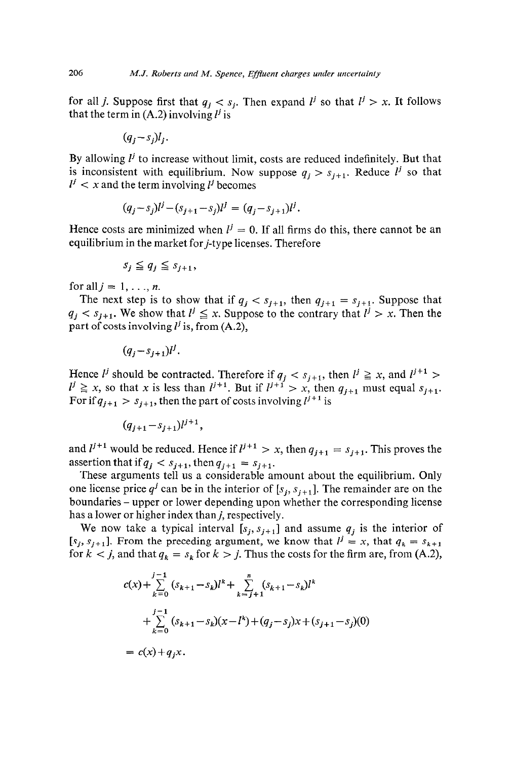for all $j$. Suppose first that $q_j < s_j$. Then expand $l^j$ so that $l^j > x$. It follows that the term in (A.2) involving $l^j$ is

$$(q_j - s_j)l_j.$$

By allowing $l^j$ to increase without limit, costs are reduced indefinitely. But that is inconsistent with equilibrium. Now suppose $q_j > s_{j+1}$. Reduce $l^j$ so that $l^j < x$ and the term involving $l^j$ becomes

$$(q_j - s_j)l^j - (s_{j+1} - s_j)l^j = (q_j - s_{j+1})l^j.$$

Hence costs are minimized when $l^j = 0$. If all firms do this, there cannot be an equilibrium in the market for $j$-type licenses. Therefore

$$s_j \leqq q_j \leqq s_{j+1},$$

for all $j = 1, \ldots, n$.

The next step is to show that if $q_j < s_{j+1}$, then $q_{j+1} = s_{j+1}$. Suppose that $q_j < s_{j+1}$. We show that $l^j \leqq x$. Suppose to the contrary that $l^j > x$. Then the part of costs involving $l^j$ is, from (A.2),

$$(q_j - s_{j+1})l^j.$$

Hence $l^j$ should be contracted. Therefore if $q_j < s_{j+1}$, then $l^j \geqq x$, and $l^{j+1} > l^j \geqq x$, so that $x$ is less than $l^{j+1}$. But if $l^{j+1} > x$, then $q_{j+1}$ must equal $s_{j+1}$. For if $q_{j+1} > s_{j+1}$, then the part of costs involving $l^{j+1}$ is

$$(q_{j+1} - s_{j+1})l^{j+1},$$

and $l^{j+1}$ would be reduced. Hence if $l^{j+1} > x$, then $q_{j+1} = s_{j+1}$. This proves the assertion that if $q_j < s_{j+1}$, then $q_{j+1} = s_{j+1}$.

These arguments tell us a considerable amount about the equilibrium. Only one license price $q^j$ can be in the interior of $[s_j, s_{j+1}]$. The remainder are on the boundaries – upper or lower depending upon whether the corresponding license has a lower or higher index than $j$, respectively.

We now take a typical interval $[s_j, s_{j+1}]$ and assume $q_j$ is the interior of $[s_j, s_{j+1}]$. From the preceding argument, we know that $l^j = x$, that $q_k = s_{k+1}$ for $k < j$, and that $q_k = s_k$ for $k > j$. Thus the costs for the firm are, from (A.2),

$$\begin{aligned}
&c(x) + \sum_{k=0}^{j-1} (s_{k+1} - s_k)l^k + \sum_{k=j+1}^{n} (s_{k+1} - s_k)l^k \\
&\quad + \sum_{k=0}^{j-1} (s_{k+1} - s_k)(x - l^k) + (q_j - s_j)x + (s_{j+1} - s_j)(0) \\
&= c(x) + q_j x.
\end{aligned}$$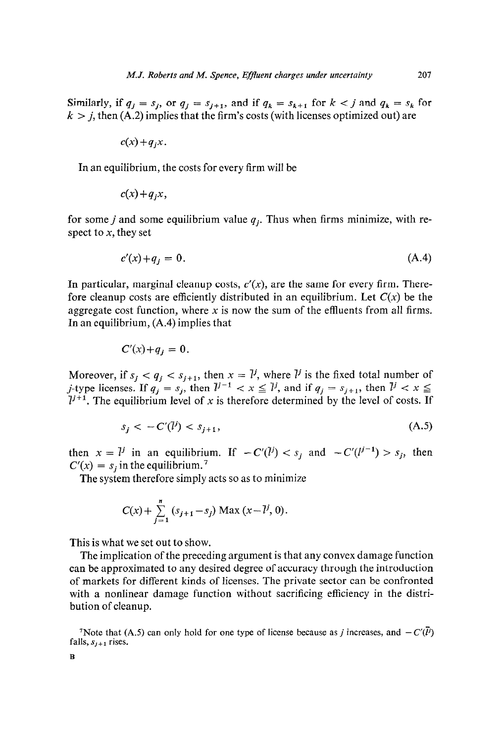Similarly, if $q_j = s_j$, or $q_j = s_{j+1}$, and if $q_k = s_{k+1}$ for $k < j$ and $q_k = s_k$ for $k > j$, then (A.2) implies that the firm's costs (with licenses optimized out) are

$$c(x) + q_j x.$$

In an equilibrium, the costs for every firm will be

$$c(x) + q_j x,$$

for some $j$ and some equilibrium value $q_j$. Thus when firms minimize, with respect to $x$, they set

$$c'(x) + q_j = 0. \tag{A.4}$$

In particular, marginal cleanup costs, $c'(x)$, are the same for every firm. Therefore cleanup costs are efficiently distributed in an equilibrium. Let $C(x)$ be the aggregate cost function, where $x$ is now the sum of the effluents from all firms. In an equilibrium, (A.4) implies that

$$C'(x) + q_j = 0.$$

Moreover, if $s_j < q_j < s_{j+1}$, then $x = \bar{l}^j$, where $\bar{l}^j$ is the fixed total number of $j$-type licenses. If $q_j = s_j$, then $\bar{l}^{j-1} < x \leqq \bar{l}^j$, and if $q_j = s_{j+1}$, then $\bar{l}^j < x \leqq \bar{l}^{j+1}$. The equilibrium level of $x$ is therefore determined by the level of costs. If

$$s_j < -C'(\bar{l}^j) < s_{j+1}, \tag{A.5}$$

then $x = \bar{l}^j$ in an equilibrium. If $-C'(\bar{l}^j) < s_j$ and $-C'(\bar{l}^{j-1}) > s_j$, then $C'(x) = s_j$ in the equilibrium.[7]

The system therefore simply acts so as to minimize

$$C(x) + \sum_{j=1}^{n} (s_{j+1} - s_j) \operatorname{Max}(x - \bar{l}^j, 0).$$

This is what we set out to show.

The implication of the preceding argument is that any convex damage function can be approximated to any desired degree of accuracy through the introduction of markets for different kinds of licenses. The private sector can be confronted with a nonlinear damage function without sacrificing efficiency in the distribution of cleanup.

[7] Note that (A.5) can only hold for one type of license because as $j$ increases, and $-C'(\bar{l}^j)$ falls, $s_{j+1}$ rises.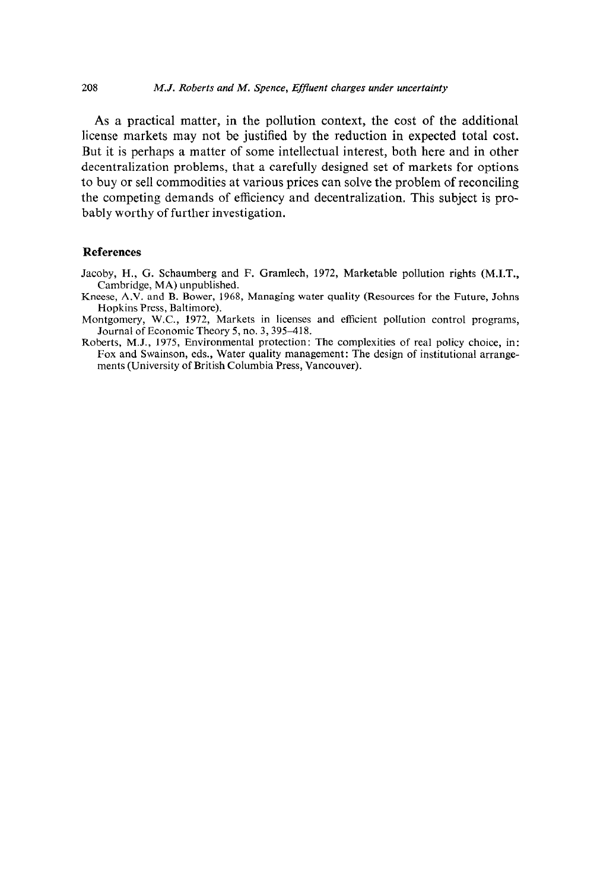As a practical matter, in the pollution context, the cost of the additional license markets may not be justified by the reduction in expected total cost. But it is perhaps a matter of some intellectual interest, both here and in other decentralization problems, that a carefully designed set of markets for options to buy or sell commodities at various prices can solve the problem of reconciling the competing demands of efficiency and decentralization. This subject is probably worthy of further investigation.

## References

Jacoby, H., G. Schaumberg and F. Gramlech, 1972, Marketable pollution rights (M.I.T., Cambridge, MA) unpublished.

Kneese, A.V. and B. Bower, 1968, Managing water quality (Resources for the Future, Johns Hopkins Press, Baltimore).

Montgomery, W.C., 1972, Markets in licenses and efficient pollution control programs, Journal of Economic Theory 5, no. 3, 395–418.

Roberts, M.J., 1975, Environmental protection: The complexities of real policy choice, in: Fox and Swainson, eds., Water quality management: The design of institutional arrangements (University of British Columbia Press, Vancouver).